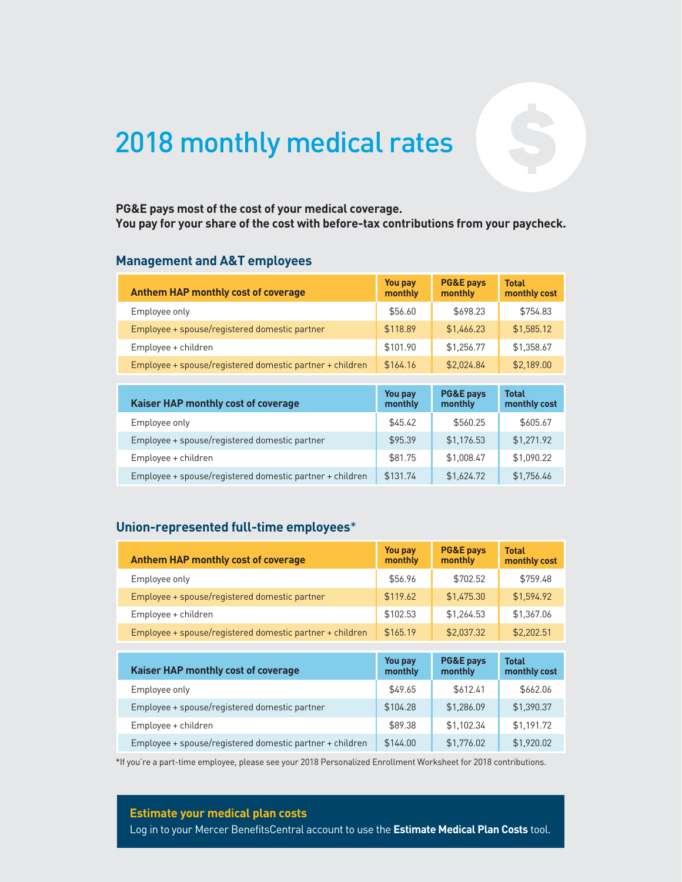# 2018 monthly medical rates

**PG&E pays most of the cost of your medical coverage.**
**You pay for your share of the cost with before-tax contributions from your paycheck.**

## Management and A&T employees

| Anthem HAP monthly cost of coverage | You pay monthly | PG&E pays monthly | Total monthly cost |
|---|---|---|---|
| Employee only | $56.60 | $698.23 | $754.83 |
| Employee + spouse/registered domestic partner | $118.89 | $1,466.23 | $1,585.12 |
| Employee + children | $101.90 | $1,256.77 | $1,358.67 |
| Employee + spouse/registered domestic partner + children | $164.16 | $2,024.84 | $2,189.00 |

| Kaiser HAP monthly cost of coverage | You pay monthly | PG&E pays monthly | Total monthly cost |
|---|---|---|---|
| Employee only | $45.42 | $560.25 | $605.67 |
| Employee + spouse/registered domestic partner | $95.39 | $1,176.53 | $1,271.92 |
| Employee + children | $81.75 | $1,008.47 | $1,090.22 |
| Employee + spouse/registered domestic partner + children | $131.74 | $1,624.72 | $1,756.46 |

## Union-represented full-time employees*

| Anthem HAP monthly cost of coverage | You pay monthly | PG&E pays monthly | Total monthly cost |
|---|---|---|---|
| Employee only | $56.96 | $702.52 | $759.48 |
| Employee + spouse/registered domestic partner | $119.62 | $1,475.30 | $1,594.92 |
| Employee + children | $102.53 | $1,264.53 | $1,367.06 |
| Employee + spouse/registered domestic partner + children | $165.19 | $2,037.32 | $2,202.51 |

| Kaiser HAP monthly cost of coverage | You pay monthly | PG&E pays monthly | Total monthly cost |
|---|---|---|---|
| Employee only | $49.65 | $612.41 | $662.06 |
| Employee + spouse/registered domestic partner | $104.28 | $1,286.09 | $1,390.37 |
| Employee + children | $89.38 | $1,102.34 | $1,191.72 |
| Employee + spouse/registered domestic partner + children | $144.00 | $1,776.02 | $1,920.02 |

*If you're a part-time employee, please see your 2018 Personalized Enrollment Worksheet for 2018 contributions.

**Estimate your medical plan costs**

Log in to your Mercer BenefitsCentral account to use the **Estimate Medical Plan Costs** tool.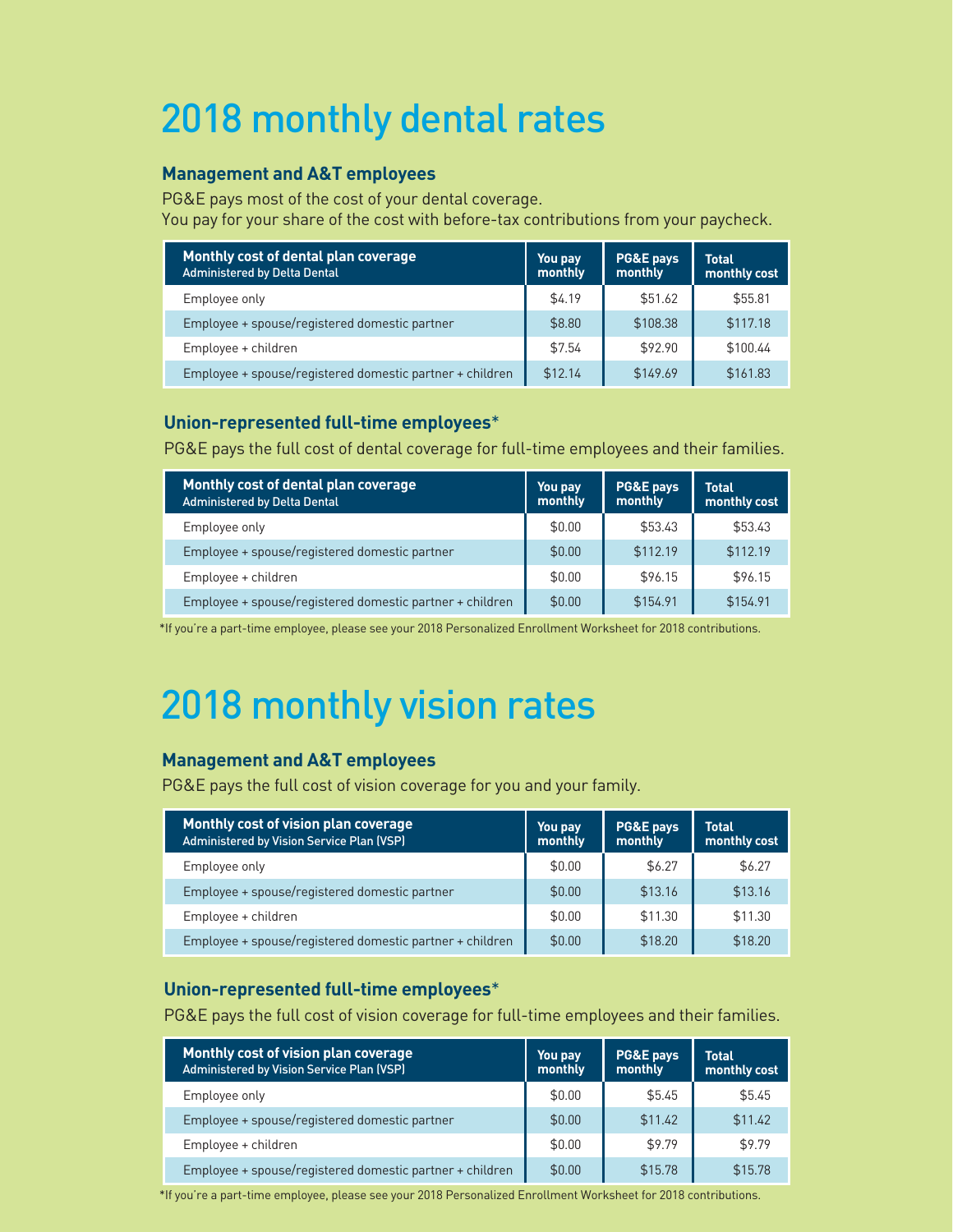# 2018 monthly dental rates

### Management and A&T employees

PG&E pays most of the cost of your dental coverage.
You pay for your share of the cost with before-tax contributions from your paycheck.

| Monthly cost of dental plan coverage<br>Administered by Delta Dental | You pay monthly | PG&E pays monthly | Total monthly cost |
|---|---|---|---|
| Employee only | $4.19 | $51.62 | $55.81 |
| Employee + spouse/registered domestic partner | $8.80 | $108.38 | $117.18 |
| Employee + children | $7.54 | $92.90 | $100.44 |
| Employee + spouse/registered domestic partner + children | $12.14 | $149.69 | $161.83 |

### Union-represented full-time employees*

PG&E pays the full cost of dental coverage for full-time employees and their families.

| Monthly cost of dental plan coverage<br>Administered by Delta Dental | You pay monthly | PG&E pays monthly | Total monthly cost |
|---|---|---|---|
| Employee only | $0.00 | $53.43 | $53.43 |
| Employee + spouse/registered domestic partner | $0.00 | $112.19 | $112.19 |
| Employee + children | $0.00 | $96.15 | $96.15 |
| Employee + spouse/registered domestic partner + children | $0.00 | $154.91 | $154.91 |

*If you're a part-time employee, please see your 2018 Personalized Enrollment Worksheet for 2018 contributions.

# 2018 monthly vision rates

### Management and A&T employees

PG&E pays the full cost of vision coverage for you and your family.

| Monthly cost of vision plan coverage<br>Administered by Vision Service Plan (VSP) | You pay monthly | PG&E pays monthly | Total monthly cost |
|---|---|---|---|
| Employee only | $0.00 | $6.27 | $6.27 |
| Employee + spouse/registered domestic partner | $0.00 | $13.16 | $13.16 |
| Employee + children | $0.00 | $11.30 | $11.30 |
| Employee + spouse/registered domestic partner + children | $0.00 | $18.20 | $18.20 |

### Union-represented full-time employees*

PG&E pays the full cost of vision coverage for full-time employees and their families.

| Monthly cost of vision plan coverage<br>Administered by Vision Service Plan (VSP) | You pay monthly | PG&E pays monthly | Total monthly cost |
|---|---|---|---|
| Employee only | $0.00 | $5.45 | $5.45 |
| Employee + spouse/registered domestic partner | $0.00 | $11.42 | $11.42 |
| Employee + children | $0.00 | $9.79 | $9.79 |
| Employee + spouse/registered domestic partner + children | $0.00 | $15.78 | $15.78 |

*If you're a part-time employee, please see your 2018 Personalized Enrollment Worksheet for 2018 contributions.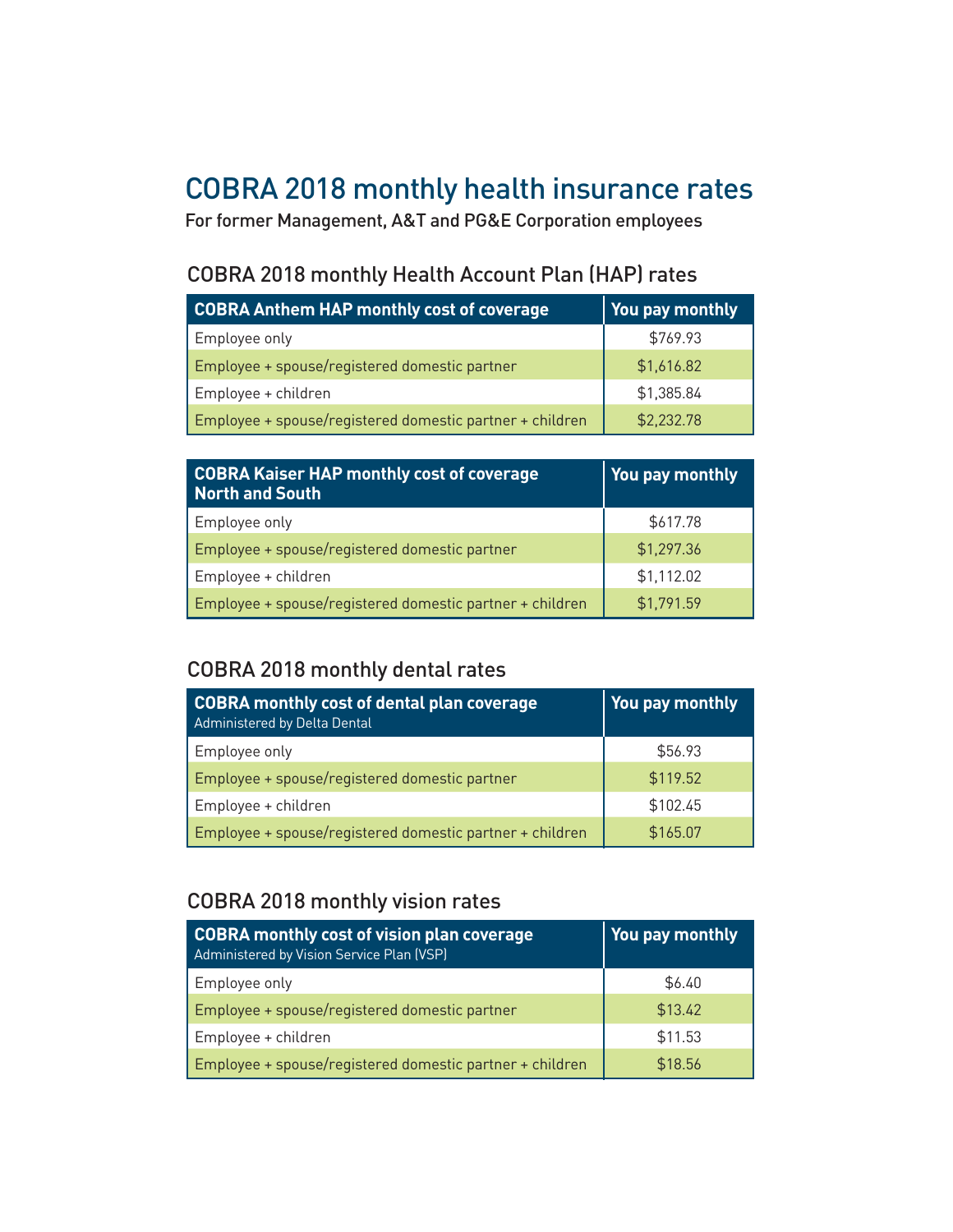# COBRA 2018 monthly health insurance rates

For former Management, A&T and PG&E Corporation employees

## COBRA 2018 monthly Health Account Plan (HAP) rates

| COBRA Anthem HAP monthly cost of coverage | You pay monthly |
|---|---|
| Employee only | $769.93 |
| Employee + spouse/registered domestic partner | $1,616.82 |
| Employee + children | $1,385.84 |
| Employee + spouse/registered domestic partner + children | $2,232.78 |

| COBRA Kaiser HAP monthly cost of coverage North and South | You pay monthly |
|---|---|
| Employee only | $617.78 |
| Employee + spouse/registered domestic partner | $1,297.36 |
| Employee + children | $1,112.02 |
| Employee + spouse/registered domestic partner + children | $1,791.59 |

## COBRA 2018 monthly dental rates

| COBRA monthly cost of dental plan coverage Administered by Delta Dental | You pay monthly |
|---|---|
| Employee only | $56.93 |
| Employee + spouse/registered domestic partner | $119.52 |
| Employee + children | $102.45 |
| Employee + spouse/registered domestic partner + children | $165.07 |

## COBRA 2018 monthly vision rates

| COBRA monthly cost of vision plan coverage Administered by Vision Service Plan (VSP) | You pay monthly |
|---|---|
| Employee only | $6.40 |
| Employee + spouse/registered domestic partner | $13.42 |
| Employee + children | $11.53 |
| Employee + spouse/registered domestic partner + children | $18.56 |